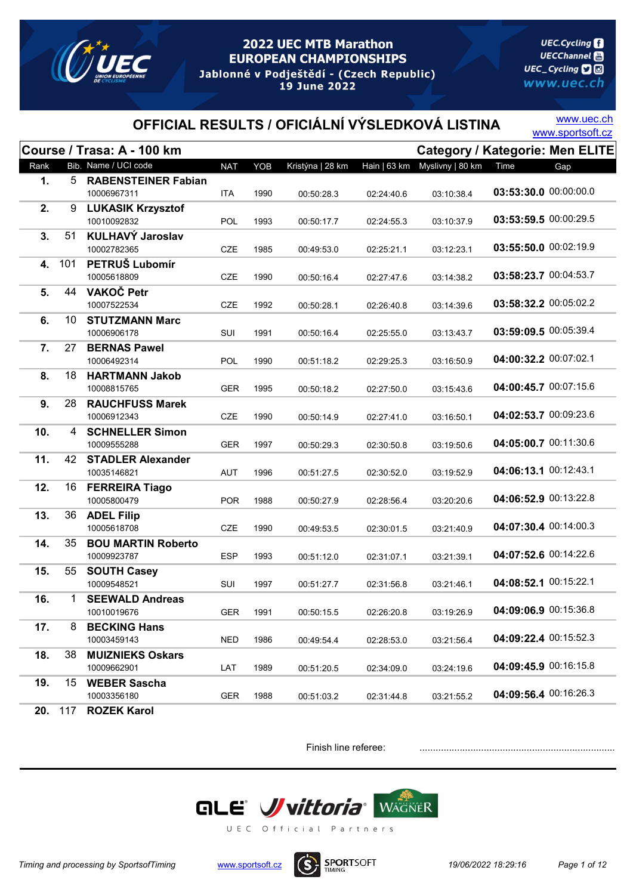# 2022 UEC MTB Marathon EUROPEAN CHAMPIONSHIPS

**Jablonné v Podještědí - (Czech Republic)**
**19 June 2022**

UEC.Cycling
UECChannel
UEC_Cycling
www.uec.ch

## OFFICIAL RESULTS / OFICIÁLNÍ VÝSLEDKOVÁ LISTINA

www.uec.ch
www.sportsoft.cz

**Course / Trasa: A - 100 km** — **Category / Kategorie: Men ELITE**

| Rank | Bib. | Name / UCI code | NAT | YOB | Kristýna \| 28 km | Hain \| 63 km | Myslivny \| 80 km | Time | Gap |
|---|---|---|---|---|---|---|---|---|---|
| 1. | 5 | **RABENSTEINER Fabian** 10006967311 | ITA | 1990 | 00:50:28.3 | 02:24:40.6 | 03:10:38.4 | **03:53:30.0** | 00:00:00.0 |
| 2. | 9 | **LUKASIK Krzysztof** 10010092832 | POL | 1993 | 00:50:17.7 | 02:24:55.3 | 03:10:37.9 | **03:53:59.5** | 00:00:29.5 |
| 3. | 51 | **KULHAVÝ Jaroslav** 10002782365 | CZE | 1985 | 00:49:53.0 | 02:25:21.1 | 03:12:23.1 | **03:55:50.0** | 00:02:19.9 |
| 4. | 101 | **PETRUŠ Lubomír** 10005618809 | CZE | 1990 | 00:50:16.4 | 02:27:47.6 | 03:14:38.2 | **03:58:23.7** | 00:04:53.7 |
| 5. | 44 | **VAKOČ Petr** 10007522534 | CZE | 1992 | 00:50:28.1 | 02:26:40.8 | 03:14:39.6 | **03:58:32.2** | 00:05:02.2 |
| 6. | 10 | **STUTZMANN Marc** 10006906178 | SUI | 1991 | 00:50:16.4 | 02:25:55.0 | 03:13:43.7 | **03:59:09.5** | 00:05:39.4 |
| 7. | 27 | **BERNAS Pawel** 10006492314 | POL | 1990 | 00:51:18.2 | 02:29:25.3 | 03:16:50.9 | **04:00:32.2** | 00:07:02.1 |
| 8. | 18 | **HARTMANN Jakob** 10008815765 | GER | 1995 | 00:50:18.2 | 02:27:50.0 | 03:15:43.6 | **04:00:45.7** | 00:07:15.6 |
| 9. | 28 | **RAUCHFUSS Marek** 10006912343 | CZE | 1990 | 00:50:14.9 | 02:27:41.0 | 03:16:50.1 | **04:02:53.7** | 00:09:23.6 |
| 10. | 4 | **SCHNELLER Simon** 10009555288 | GER | 1997 | 00:50:29.3 | 02:30:50.8 | 03:19:50.6 | **04:05:00.7** | 00:11:30.6 |
| 11. | 42 | **STADLER Alexander** 10035146821 | AUT | 1996 | 00:51:27.5 | 02:30:52.0 | 03:19:52.9 | **04:06:13.1** | 00:12:43.1 |
| 12. | 16 | **FERREIRA Tiago** 10005800479 | POR | 1988 | 00:50:27.9 | 02:28:56.4 | 03:20:20.6 | **04:06:52.9** | 00:13:22.8 |
| 13. | 36 | **ADEL Filip** 10005618708 | CZE | 1990 | 00:49:53.5 | 02:30:01.5 | 03:21:40.9 | **04:07:30.4** | 00:14:00.3 |
| 14. | 35 | **BOU MARTIN Roberto** 10009923787 | ESP | 1993 | 00:51:12.0 | 02:31:07.1 | 03:21:39.1 | **04:07:52.6** | 00:14:22.6 |
| 15. | 55 | **SOUTH Casey** 10009548521 | SUI | 1997 | 00:51:27.7 | 02:31:56.8 | 03:21:46.1 | **04:08:52.1** | 00:15:22.1 |
| 16. | 1 | **SEEWALD Andreas** 10010019676 | GER | 1991 | 00:50:15.5 | 02:26:20.8 | 03:19:26.9 | **04:09:06.9** | 00:15:36.8 |
| 17. | 8 | **BECKING Hans** 10003459143 | NED | 1986 | 00:49:54.4 | 02:28:53.0 | 03:21:56.4 | **04:09:22.4** | 00:15:52.3 |
| 18. | 38 | **MUIZNIEKS Oskars** 10009662901 | LAT | 1989 | 00:51:20.5 | 02:34:09.0 | 03:24:19.6 | **04:09:45.9** | 00:16:15.8 |
| 19. | 15 | **WEBER Sascha** 10003356180 | GER | 1988 | 00:51:03.2 | 02:31:44.8 | 03:21:55.2 | **04:09:56.4** | 00:16:26.3 |
| 20. | 117 | **ROZEK Karol** | | | | | | | |

Finish line referee: ........................................................................

UEC Official Partners: ALE, vittoria, WAGNER

*Timing and processing by SportsofTiming* — www.sportsoft.cz — SPORTSOFT TIMING — *19/06/2022 18:29:16*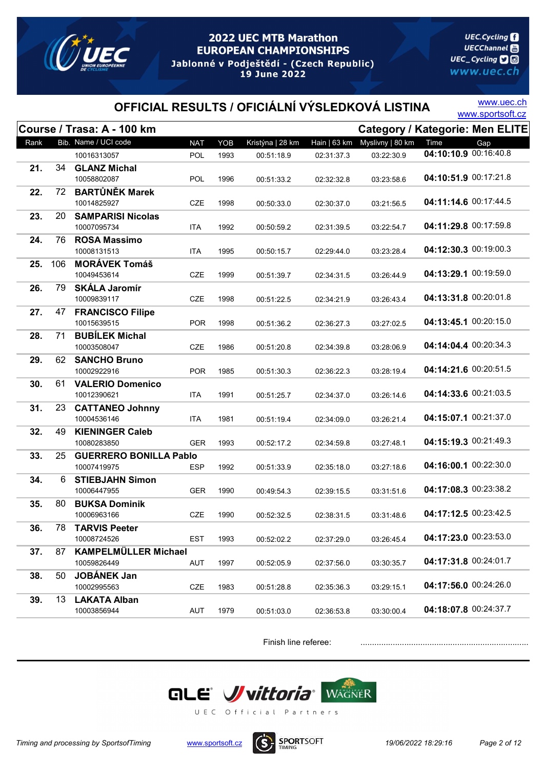# 2022 UEC MTB Marathon EUROPEAN CHAMPIONSHIPS

Jablonné v Podještědí - (Czech Republic)
19 June 2022

UEC.Cycling
UECChannel
UEC_Cycling
www.uec.ch

## OFFICIAL RESULTS / OFICIÁLNÍ VÝSLEDKOVÁ LISTINA

www.uec.ch
www.sportsoft.cz

**Course / Trasa: A - 100 km** — **Category / Kategorie: Men ELITE**

| Rank | Bib. | Name / UCI code | NAT | YOB | Kristýna \| 28 km | Hain \| 63 km | Myslivny \| 80 km | Time | Gap |
|---|---|---|---|---|---|---|---|---|---|
| | | 10016313057 | POL | 1993 | 00:51:18.9 | 02:31:37.3 | 03:22:30.9 | **04:10:10.9** | 00:16:40.8 |
| **21.** | 34 | **GLANZ Michal** 10058802087 | POL | 1996 | 00:51:33.2 | 02:32:32.8 | 03:23:58.6 | **04:10:51.9** | 00:17:21.8 |
| **22.** | 72 | **BARTŮNĚK Marek** 10014825927 | CZE | 1998 | 00:50:33.0 | 02:30:37.0 | 03:21:56.5 | **04:11:14.6** | 00:17:44.5 |
| **23.** | 20 | **SAMPARISI Nicolas** 10007095734 | ITA | 1992 | 00:50:59.2 | 02:31:39.5 | 03:22:54.7 | **04:11:29.8** | 00:17:59.8 |
| **24.** | 76 | **ROSA Massimo** 10008131513 | ITA | 1995 | 00:50:15.7 | 02:29:44.0 | 03:23:28.4 | **04:12:30.3** | 00:19:00.3 |
| **25.** | 106 | **MORÁVEK Tomáš** 10049453614 | CZE | 1999 | 00:51:39.7 | 02:34:31.5 | 03:26:44.9 | **04:13:29.1** | 00:19:59.0 |
| **26.** | 79 | **SKÁLA Jaromír** 10009839117 | CZE | 1998 | 00:51:22.5 | 02:34:21.9 | 03:26:43.4 | **04:13:31.8** | 00:20:01.8 |
| **27.** | 47 | **FRANCISCO Filipe** 10015639515 | POR | 1998 | 00:51:36.2 | 02:36:27.3 | 03:27:02.5 | **04:13:45.1** | 00:20:15.0 |
| **28.** | 71 | **BUBÍLEK Michal** 10003508047 | CZE | 1986 | 00:51:20.8 | 02:34:39.8 | 03:28:06.9 | **04:14:04.4** | 00:20:34.3 |
| **29.** | 62 | **SANCHO Bruno** 10002922916 | POR | 1985 | 00:51:30.3 | 02:36:22.3 | 03:28:19.4 | **04:14:21.6** | 00:20:51.5 |
| **30.** | 61 | **VALERIO Domenico** 10012390621 | ITA | 1991 | 00:51:25.7 | 02:34:37.0 | 03:26:14.6 | **04:14:33.6** | 00:21:03.5 |
| **31.** | 23 | **CATTANEO Johnny** 10004536146 | ITA | 1981 | 00:51:19.4 | 02:34:09.0 | 03:26:21.4 | **04:15:07.1** | 00:21:37.0 |
| **32.** | 49 | **KIENINGER Caleb** 10080283850 | GER | 1993 | 00:52:17.2 | 02:34:59.8 | 03:27:48.1 | **04:15:19.3** | 00:21:49.3 |
| **33.** | 25 | **GUERRERO BONILLA Pablo** 10007419975 | ESP | 1992 | 00:51:33.9 | 02:35:18.0 | 03:27:18.6 | **04:16:00.1** | 00:22:30.0 |
| **34.** | 6 | **STIEBJAHN Simon** 10006447955 | GER | 1990 | 00:49:54.3 | 02:39:15.5 | 03:31:51.6 | **04:17:08.3** | 00:23:38.2 |
| **35.** | 80 | **BUKSA Dominik** 10006963166 | CZE | 1990 | 00:52:32.5 | 02:38:31.5 | 03:31:48.6 | **04:17:12.5** | 00:23:42.5 |
| **36.** | 78 | **TARVIS Peeter** 10008724526 | EST | 1993 | 00:52:02.2 | 02:37:29.0 | 03:26:45.4 | **04:17:23.0** | 00:23:53.0 |
| **37.** | 87 | **KAMPELMÜLLER Michael** 10059826449 | AUT | 1997 | 00:52:05.9 | 02:37:56.0 | 03:30:35.7 | **04:17:31.8** | 00:24:01.7 |
| **38.** | 50 | **JOBÁNEK Jan** 10002995563 | CZE | 1983 | 00:51:28.8 | 02:35:36.3 | 03:29:15.1 | **04:17:56.0** | 00:24:26.0 |
| **39.** | 13 | **LAKATA Alban** 10003856944 | AUT | 1979 | 00:51:03.0 | 02:36:53.8 | 03:30:00.4 | **04:18:07.8** | 00:24:37.7 |

Finish line referee: ........................................................................

UEC Official Partners

*Timing and processing by SportsofTiming* www.sportsoft.cz *19/06/2022 18:29:16*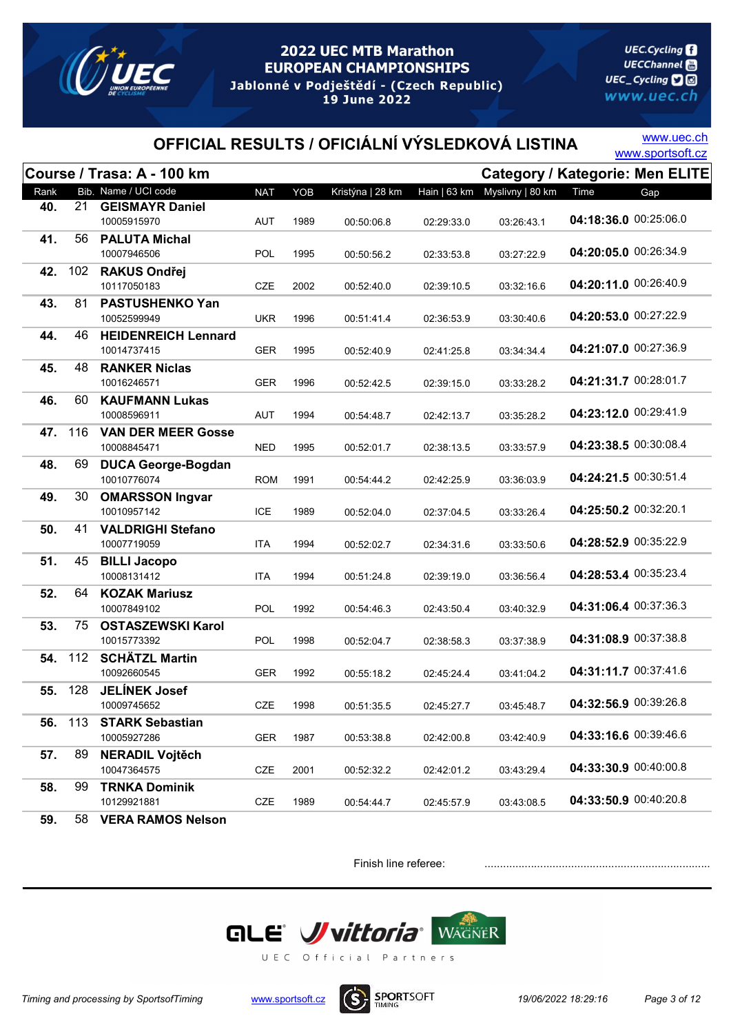# 2022 UEC MTB Marathon EUROPEAN CHAMPIONSHIPS

Jablonné v Podještědí - (Czech Republic)
19 June 2022

UEC.Cycling
UECChannel
UEC_Cycling
www.uec.ch

## OFFICIAL RESULTS / OFICIÁLNÍ VÝSLEDKOVÁ LISTINA

www.uec.ch
www.sportsoft.cz

**Course / Trasa: A - 100 km** — **Category / Kategorie: Men ELITE**

| Rank | Bib. | Name / UCI code | NAT | YOB | Kristýna \| 28 km | Hain \| 63 km | Myslivny \| 80 km | Time | Gap |
|---|---|---|---|---|---|---|---|---|---|
| 40. | 21 | **GEISMAYR Daniel** 10005915970 | AUT | 1989 | 00:50:06.8 | 02:29:33.0 | 03:26:43.1 | **04:18:36.0** | 00:25:06.0 |
| 41. | 56 | **PALUTA Michal** 10007946506 | POL | 1995 | 00:50:56.2 | 02:33:53.8 | 03:27:22.9 | **04:20:05.0** | 00:26:34.9 |
| 42. | 102 | **RAKUS Ondřej** 10117050183 | CZE | 2002 | 00:52:40.0 | 02:39:10.5 | 03:32:16.6 | **04:20:11.0** | 00:26:40.9 |
| 43. | 81 | **PASTUSHENKO Yan** 10052599949 | UKR | 1996 | 00:51:41.4 | 02:36:53.9 | 03:30:40.6 | **04:20:53.0** | 00:27:22.9 |
| 44. | 46 | **HEIDENREICH Lennard** 10014737415 | GER | 1995 | 00:52:40.9 | 02:41:25.8 | 03:34:34.4 | **04:21:07.0** | 00:27:36.9 |
| 45. | 48 | **RANKER Niclas** 10016246571 | GER | 1996 | 00:52:42.5 | 02:39:15.0 | 03:33:28.2 | **04:21:31.7** | 00:28:01.7 |
| 46. | 60 | **KAUFMANN Lukas** 10008596911 | AUT | 1994 | 00:54:48.7 | 02:42:13.7 | 03:35:28.2 | **04:23:12.0** | 00:29:41.9 |
| 47. | 116 | **VAN DER MEER Gosse** 10008845471 | NED | 1995 | 00:52:01.7 | 02:38:13.5 | 03:33:57.9 | **04:23:38.5** | 00:30:08.4 |
| 48. | 69 | **DUCA George-Bogdan** 10010776074 | ROM | 1991 | 00:54:44.2 | 02:42:25.9 | 03:36:03.9 | **04:24:21.5** | 00:30:51.4 |
| 49. | 30 | **OMARSSON Ingvar** 10010957142 | ICE | 1989 | 00:52:04.0 | 02:37:04.5 | 03:33:26.4 | **04:25:50.2** | 00:32:20.1 |
| 50. | 41 | **VALDRIGHI Stefano** 10007719059 | ITA | 1994 | 00:52:02.7 | 02:34:31.6 | 03:33:50.6 | **04:28:52.9** | 00:35:22.9 |
| 51. | 45 | **BILLI Jacopo** 10008131412 | ITA | 1994 | 00:51:24.8 | 02:39:19.0 | 03:36:56.4 | **04:28:53.4** | 00:35:23.4 |
| 52. | 64 | **KOZAK Mariusz** 10007849102 | POL | 1992 | 00:54:46.3 | 02:43:50.4 | 03:40:32.9 | **04:31:06.4** | 00:37:36.3 |
| 53. | 75 | **OSTASZEWSKI Karol** 10015773392 | POL | 1998 | 00:52:04.7 | 02:38:58.3 | 03:37:38.9 | **04:31:08.9** | 00:37:38.8 |
| 54. | 112 | **SCHÄTZL Martin** 10092660545 | GER | 1992 | 00:55:18.2 | 02:45:24.4 | 03:41:04.2 | **04:31:11.7** | 00:37:41.6 |
| 55. | 128 | **JELÍNEK Josef** 10009745652 | CZE | 1998 | 00:51:35.5 | 02:45:27.7 | 03:45:48.7 | **04:32:56.9** | 00:39:26.8 |
| 56. | 113 | **STARK Sebastian** 10005927286 | GER | 1987 | 00:53:38.8 | 02:42:00.8 | 03:42:40.9 | **04:33:16.6** | 00:39:46.6 |
| 57. | 89 | **NERADIL Vojtěch** 10047364575 | CZE | 2001 | 00:52:32.2 | 02:42:01.2 | 03:43:29.4 | **04:33:30.9** | 00:40:00.8 |
| 58. | 99 | **TRNKA Dominik** 10129921881 | CZE | 1989 | 00:54:44.7 | 02:45:57.9 | 03:43:08.5 | **04:33:50.9** | 00:40:20.8 |
| 59. | 58 | **VERA RAMOS Nelson** | | | | | | | |

Finish line referee: ........................................................................

UEC Official Partners

Timing and processing by SportsofTiming — www.sportsoft.cz — 19/06/2022 18:29:16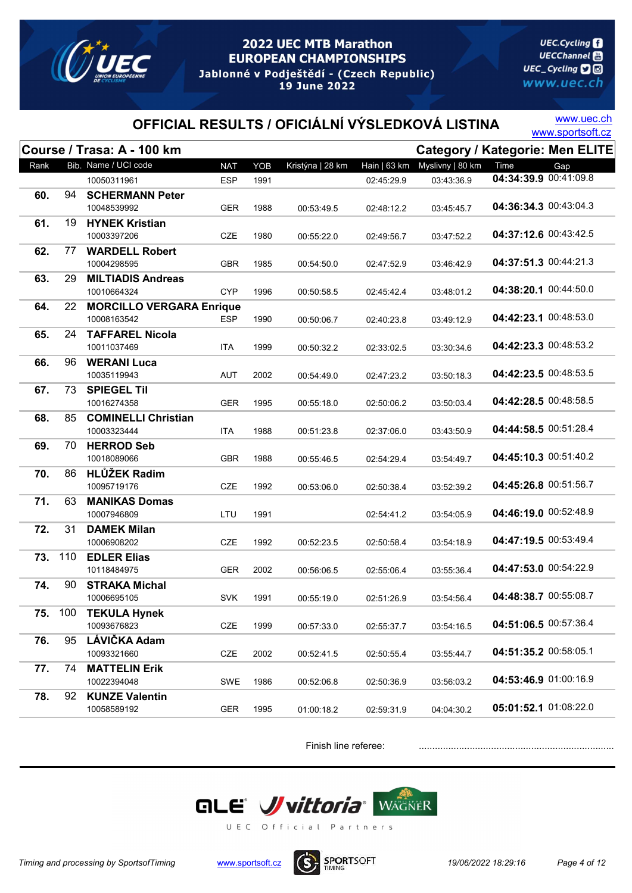# 2022 UEC MTB Marathon EUROPEAN CHAMPIONSHIPS

Jablonné v Podještědí - (Czech Republic)
19 June 2022

UEC.Cycling
UECChannel
UEC_Cycling
www.uec.ch

## OFFICIAL RESULTS / OFICIÁLNÍ VÝSLEDKOVÁ LISTINA

www.uec.ch
www.sportsoft.cz

**Course / Trasa: A - 100 km** | **Category / Kategorie: Men ELITE**

| Rank | Bib. | Name / UCI code | NAT | YOB | Kristýna \| 28 km | Hain \| 63 km | Myslivny \| 80 km | Time | Gap |
|---|---|---|---|---|---|---|---|---|---|
| | | 10050311961 | ESP | 1991 | | 02:45:29.9 | 03:43:36.9 | **04:34:39.9** | 00:41:09.8 |
| **60.** | 94 | **SCHERMANN Peter** 10048539992 | GER | 1988 | 00:53:49.5 | 02:48:12.2 | 03:45:45.7 | **04:36:34.3** | 00:43:04.3 |
| **61.** | 19 | **HYNEK Kristian** 10003397206 | CZE | 1980 | 00:55:22.0 | 02:49:56.7 | 03:47:52.2 | **04:37:12.6** | 00:43:42.5 |
| **62.** | 77 | **WARDELL Robert** 10004298595 | GBR | 1985 | 00:54:50.0 | 02:47:52.9 | 03:46:42.9 | **04:37:51.3** | 00:44:21.3 |
| **63.** | 29 | **MILTIADIS Andreas** 10010664324 | CYP | 1996 | 00:50:58.5 | 02:45:42.4 | 03:48:01.2 | **04:38:20.1** | 00:44:50.0 |
| **64.** | 22 | **MORCILLO VERGARA Enrique** 10008163542 | ESP | 1990 | 00:50:06.7 | 02:40:23.8 | 03:49:12.9 | **04:42:23.1** | 00:48:53.0 |
| **65.** | 24 | **TAFFAREL Nicola** 10011037469 | ITA | 1999 | 00:50:32.2 | 02:33:02.5 | 03:30:34.6 | **04:42:23.3** | 00:48:53.2 |
| **66.** | 96 | **WERANI Luca** 10035119943 | AUT | 2002 | 00:54:49.0 | 02:47:23.2 | 03:50:18.3 | **04:42:23.5** | 00:48:53.5 |
| **67.** | 73 | **SPIEGEL Til** 10016274358 | GER | 1995 | 00:55:18.0 | 02:50:06.2 | 03:50:03.4 | **04:42:28.5** | 00:48:58.5 |
| **68.** | 85 | **COMINELLI Christian** 10003323444 | ITA | 1988 | 00:51:23.8 | 02:37:06.0 | 03:43:50.9 | **04:44:58.5** | 00:51:28.4 |
| **69.** | 70 | **HERROD Seb** 10018089066 | GBR | 1988 | 00:55:46.5 | 02:54:29.4 | 03:54:49.7 | **04:45:10.3** | 00:51:40.2 |
| **70.** | 86 | **HLŮŽEK Radim** 10095719176 | CZE | 1992 | 00:53:06.0 | 02:50:38.4 | 03:52:39.2 | **04:45:26.8** | 00:51:56.7 |
| **71.** | 63 | **MANIKAS Domas** 10007946809 | LTU | 1991 | | 02:54:41.2 | 03:54:05.9 | **04:46:19.0** | 00:52:48.9 |
| **72.** | 31 | **DAMEK Milan** 10006908202 | CZE | 1992 | 00:52:23.5 | 02:50:58.4 | 03:54:18.9 | **04:47:19.5** | 00:53:49.4 |
| **73.** | 110 | **EDLER Elias** 10118484975 | GER | 2002 | 00:56:06.5 | 02:55:06.4 | 03:55:36.4 | **04:47:53.0** | 00:54:22.9 |
| **74.** | 90 | **STRAKA Michal** 10006695105 | SVK | 1991 | 00:55:19.0 | 02:51:26.9 | 03:54:56.4 | **04:48:38.7** | 00:55:08.7 |
| **75.** | 100 | **TEKULA Hynek** 10093676823 | CZE | 1999 | 00:57:33.0 | 02:55:37.7 | 03:54:16.5 | **04:51:06.5** | 00:57:36.4 |
| **76.** | 95 | **LÁVIČKA Adam** 10093321660 | CZE | 2002 | 00:52:41.5 | 02:50:55.4 | 03:55:44.7 | **04:51:35.2** | 00:58:05.1 |
| **77.** | 74 | **MATTELIN Erik** 10022394048 | SWE | 1986 | 00:52:06.8 | 02:50:36.9 | 03:56:03.2 | **04:53:46.9** | 01:00:16.9 |
| **78.** | 92 | **KUNZE Valentin** 10058589192 | GER | 1995 | 01:00:18.2 | 02:59:31.9 | 04:04:30.2 | **05:01:52.1** | 01:08:22.0 |

Finish line referee: ........................................................................

UEC Official Partners

*Timing and processing by SportsofTiming* www.sportsoft.cz 19/06/2022 18:29:16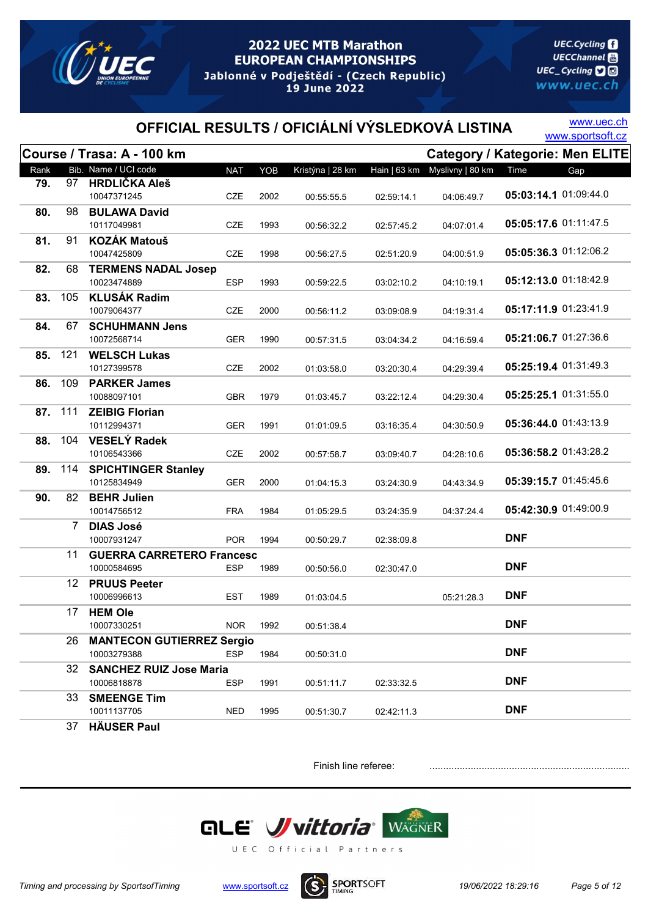# 2022 UEC MTB Marathon EUROPEAN CHAMPIONSHIPS

Jablonné v Podještědí - (Czech Republic)
19 June 2022

UEC.Cycling
UECChannel
UEC_Cycling
www.uec.ch

## OFFICIAL RESULTS / OFICIÁLNÍ VÝSLEDKOVÁ LISTINA

www.uec.ch
www.sportsoft.cz

**Course / Trasa: A - 100 km** **Category / Kategorie: Men ELITE**

| Rank | Bib. | Name / UCI code | NAT | YOB | Kristýna \| 28 km | Hain \| 63 km | Myslivny \| 80 km | Time | Gap |
|---|---|---|---|---|---|---|---|---|---|
| 79. | 97 | **HRDLIČKA Aleš** 10047371245 | CZE | 2002 | 00:55:55.5 | 02:59:14.1 | 04:06:49.7 | **05:03:14.1** | 01:09:44.0 |
| 80. | 98 | **BULAWA David** 10117049981 | CZE | 1993 | 00:56:32.2 | 02:57:45.2 | 04:07:01.4 | **05:05:17.6** | 01:11:47.5 |
| 81. | 91 | **KOZÁK Matouš** 10047425809 | CZE | 1998 | 00:56:27.5 | 02:51:20.9 | 04:00:51.9 | **05:05:36.3** | 01:12:06.2 |
| 82. | 68 | **TERMENS NADAL Josep** 10023474889 | ESP | 1993 | 00:59:22.5 | 03:02:10.2 | 04:10:19.1 | **05:12:13.0** | 01:18:42.9 |
| 83. | 105 | **KLUSÁK Radim** 10079064377 | CZE | 2000 | 00:56:11.2 | 03:09:08.9 | 04:19:31.4 | **05:17:11.9** | 01:23:41.9 |
| 84. | 67 | **SCHUHMANN Jens** 10072568714 | GER | 1990 | 00:57:31.5 | 03:04:34.2 | 04:16:59.4 | **05:21:06.7** | 01:27:36.6 |
| 85. | 121 | **WELSCH Lukas** 10127399578 | CZE | 2002 | 01:03:58.0 | 03:20:30.4 | 04:29:39.4 | **05:25:19.4** | 01:31:49.3 |
| 86. | 109 | **PARKER James** 10088097101 | GBR | 1979 | 01:03:45.7 | 03:22:12.4 | 04:29:30.4 | **05:25:25.1** | 01:31:55.0 |
| 87. | 111 | **ZEIBIG Florian** 10112994371 | GER | 1991 | 01:01:09.5 | 03:16:35.4 | 04:30:50.9 | **05:36:44.0** | 01:43:13.9 |
| 88. | 104 | **VESELÝ Radek** 10106543366 | CZE | 2002 | 00:57:58.7 | 03:09:40.7 | 04:28:10.6 | **05:36:58.2** | 01:43:28.2 |
| 89. | 114 | **SPICHTINGER Stanley** 10125834949 | GER | 2000 | 01:04:15.3 | 03:24:30.9 | 04:43:34.9 | **05:39:15.7** | 01:45:45.6 |
| 90. | 82 | **BEHR Julien** 10014756512 | FRA | 1984 | 01:05:29.5 | 03:24:35.9 | 04:37:24.4 | **05:42:30.9** | 01:49:00.9 |
| | 7 | **DIAS José** 10007931247 | POR | 1994 | 00:50:29.7 | 02:38:09.8 | | **DNF** | |
| | 11 | **GUERRA CARRETERO Francesc** 10000584695 | ESP | 1989 | 00:50:56.0 | 02:30:47.0 | | **DNF** | |
| | 12 | **PRUUS Peeter** 10006996613 | EST | 1989 | 01:03:04.5 | | 05:21:28.3 | **DNF** | |
| | 17 | **HEM Ole** 10007330251 | NOR | 1992 | 00:51:38.4 | | | **DNF** | |
| | 26 | **MANTECON GUTIERREZ Sergio** 10003279388 | ESP | 1984 | 00:50:31.0 | | | **DNF** | |
| | 32 | **SANCHEZ RUIZ Jose Maria** 10006818878 | ESP | 1991 | 00:51:11.7 | 02:33:32.5 | | **DNF** | |
| | 33 | **SMEENGE Tim** 10011137705 | NED | 1995 | 00:51:30.7 | 02:42:11.3 | | **DNF** | |
| | 37 | **HÄUSER Paul** | | | | | | | |

Finish line referee: ........................................................................

UEC Official Partners

Timing and processing by SportsofTiming www.sportsoft.cz 19/06/2022 18:29:16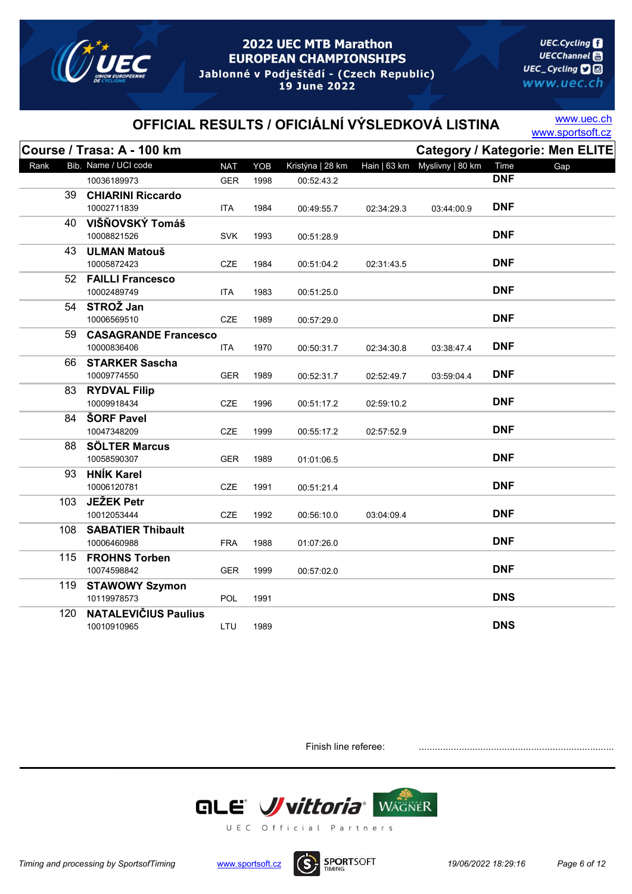# 2022 UEC MTB Marathon EUROPEAN CHAMPIONSHIPS

Jablonné v Podještědí - (Czech Republic)
19 June 2022

UEC.Cycling
UECChannel
UEC_Cycling
www.uec.ch

## OFFICIAL RESULTS / OFICIÁLNÍ VÝSLEDKOVÁ LISTINA

www.uec.ch
www.sportsoft.cz

**Course / Trasa: A - 100 km** — **Category / Kategorie: Men ELITE**

| Rank | Bib. | Name / UCI code | NAT | YOB | Kristýna \| 28 km | Hain \| 63 km | Myslivny \| 80 km | Time | Gap |
|---|---|---|---|---|---|---|---|---|---|
| | | 10036189973 | GER | 1998 | 00:52:43.2 | | | **DNF** | |
| | 39 | **CHIARINI Riccardo** 10002711839 | ITA | 1984 | 00:49:55.7 | 02:34:29.3 | 03:44:00.9 | **DNF** | |
| | 40 | **VIŠŇOVSKÝ Tomáš** 10008821526 | SVK | 1993 | 00:51:28.9 | | | **DNF** | |
| | 43 | **ULMAN Matouš** 10005872423 | CZE | 1984 | 00:51:04.2 | 02:31:43.5 | | **DNF** | |
| | 52 | **FAILLI Francesco** 10002489749 | ITA | 1983 | 00:51:25.0 | | | **DNF** | |
| | 54 | **STROŽ Jan** 10006569510 | CZE | 1989 | 00:57:29.0 | | | **DNF** | |
| | 59 | **CASAGRANDE Francesco** 10000836406 | ITA | 1970 | 00:50:31.7 | 02:34:30.8 | 03:38:47.4 | **DNF** | |
| | 66 | **STARKER Sascha** 10009774550 | GER | 1989 | 00:52:31.7 | 02:52:49.7 | 03:59:04.4 | **DNF** | |
| | 83 | **RYDVAL Filip** 10009918434 | CZE | 1996 | 00:51:17.2 | 02:59:10.2 | | **DNF** | |
| | 84 | **ŠORF Pavel** 10047348209 | CZE | 1999 | 00:55:17.2 | 02:57:52.9 | | **DNF** | |
| | 88 | **SÖLTER Marcus** 10058590307 | GER | 1989 | 01:01:06.5 | | | **DNF** | |
| | 93 | **HNÍK Karel** 10006120781 | CZE | 1991 | 00:51:21.4 | | | **DNF** | |
| | 103 | **JEŽEK Petr** 10012053444 | CZE | 1992 | 00:56:10.0 | 03:04:09.4 | | **DNF** | |
| | 108 | **SABATIER Thibault** 10006460988 | FRA | 1988 | 01:07:26.0 | | | **DNF** | |
| | 115 | **FROHNS Torben** 10074598842 | GER | 1999 | 00:57:02.0 | | | **DNF** | |
| | 119 | **STAWOWY Szymon** 10119978573 | POL | 1991 | | | | **DNS** | |
| | 120 | **NATALEVIČIUS Paulius** 10010910965 | LTU | 1989 | | | | **DNS** | |

Finish line referee: ........................................................................

UEC Official Partners: ALE, vittoria, WAGNER

Timing and processing by SportsofTiming — www.sportsoft.cz — SPORTSOFT TIMING — 19/06/2022 18:29:16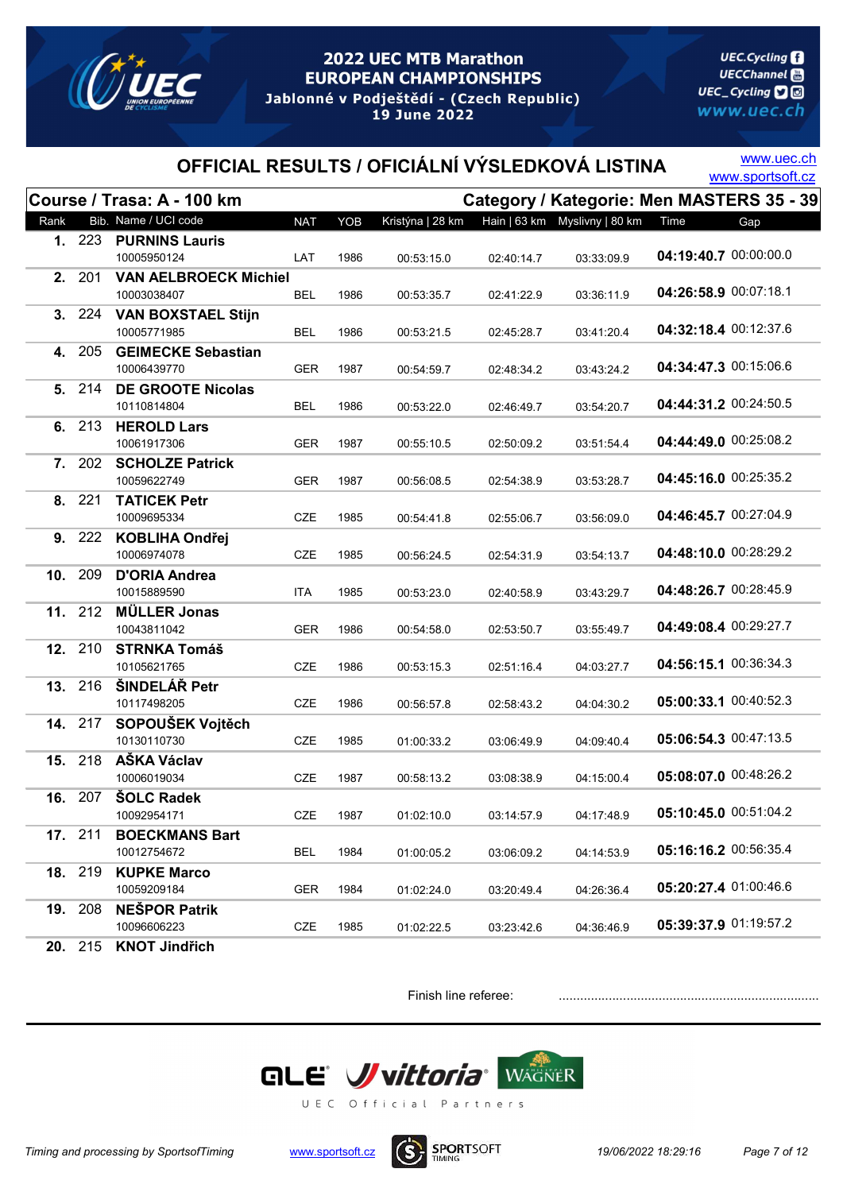# 2022 UEC MTB Marathon EUROPEAN CHAMPIONSHIPS

Jablonné v Podještědí - (Czech Republic)
19 June 2022

UEC.Cycling
UECChannel
UEC_Cycling
www.uec.ch

## OFFICIAL RESULTS / OFICIÁLNÍ VÝSLEDKOVÁ LISTINA

www.uec.ch
www.sportsoft.cz

**Course / Trasa: A - 100 km** — **Category / Kategorie: Men MASTERS 35 - 39**

| Rank | Bib. | Name / UCI code | NAT | YOB | Kristýna \| 28 km | Hain \| 63 km | Myslivny \| 80 km | Time | Gap |
|---|---|---|---|---|---|---|---|---|---|
| 1. | 223 | **PURNINS Lauris** 10005950124 | LAT | 1986 | 00:53:15.0 | 02:40:14.7 | 03:33:09.9 | **04:19:40.7** | 00:00:00.0 |
| 2. | 201 | **VAN AELBROECK Michiel** 10003038407 | BEL | 1986 | 00:53:35.7 | 02:41:22.9 | 03:36:11.9 | **04:26:58.9** | 00:07:18.1 |
| 3. | 224 | **VAN BOXSTAEL Stijn** 10005771985 | BEL | 1986 | 00:53:21.5 | 02:45:28.7 | 03:41:20.4 | **04:32:18.4** | 00:12:37.6 |
| 4. | 205 | **GEIMECKE Sebastian** 10006439770 | GER | 1987 | 00:54:59.7 | 02:48:34.2 | 03:43:24.2 | **04:34:47.3** | 00:15:06.6 |
| 5. | 214 | **DE GROOTE Nicolas** 10110814804 | BEL | 1986 | 00:53:22.0 | 02:46:49.7 | 03:54:20.7 | **04:44:31.2** | 00:24:50.5 |
| 6. | 213 | **HEROLD Lars** 10061917306 | GER | 1987 | 00:55:10.5 | 02:50:09.2 | 03:51:54.4 | **04:44:49.0** | 00:25:08.2 |
| 7. | 202 | **SCHOLZE Patrick** 10059622749 | GER | 1987 | 00:56:08.5 | 02:54:38.9 | 03:53:28.7 | **04:45:16.0** | 00:25:35.2 |
| 8. | 221 | **TATICEK Petr** 10009695334 | CZE | 1985 | 00:54:41.8 | 02:55:06.7 | 03:56:09.0 | **04:46:45.7** | 00:27:04.9 |
| 9. | 222 | **KOBLIHA Ondřej** 10006974078 | CZE | 1985 | 00:56:24.5 | 02:54:31.9 | 03:54:13.7 | **04:48:10.0** | 00:28:29.2 |
| 10. | 209 | **D'ORIA Andrea** 10015889590 | ITA | 1985 | 00:53:23.0 | 02:40:58.9 | 03:43:29.7 | **04:48:26.7** | 00:28:45.9 |
| 11. | 212 | **MÜLLER Jonas** 10043811042 | GER | 1986 | 00:54:58.0 | 02:53:50.7 | 03:55:49.7 | **04:49:08.4** | 00:29:27.7 |
| 12. | 210 | **STRNKA Tomáš** 10105621765 | CZE | 1986 | 00:53:15.3 | 02:51:16.4 | 04:03:27.7 | **04:56:15.1** | 00:36:34.3 |
| 13. | 216 | **ŠINDELÁŘ Petr** 10117498205 | CZE | 1986 | 00:56:57.8 | 02:58:43.2 | 04:04:30.2 | **05:00:33.1** | 00:40:52.3 |
| 14. | 217 | **SOPOUŠEK Vojtěch** 10130110730 | CZE | 1985 | 01:00:33.2 | 03:06:49.9 | 04:09:40.4 | **05:06:54.3** | 00:47:13.5 |
| 15. | 218 | **AŠKA Václav** 10006019034 | CZE | 1987 | 00:58:13.2 | 03:08:38.9 | 04:15:00.4 | **05:08:07.0** | 00:48:26.2 |
| 16. | 207 | **ŠOLC Radek** 10092954171 | CZE | 1987 | 01:02:10.0 | 03:14:57.9 | 04:17:48.9 | **05:10:45.0** | 00:51:04.2 |
| 17. | 211 | **BOECKMANS Bart** 10012754672 | BEL | 1984 | 01:00:05.2 | 03:06:09.2 | 04:14:53.9 | **05:16:16.2** | 00:56:35.4 |
| 18. | 219 | **KUPKE Marco** 10059209184 | GER | 1984 | 01:02:24.0 | 03:20:49.4 | 04:26:36.4 | **05:20:27.4** | 01:00:46.6 |
| 19. | 208 | **NEŠPOR Patrik** 10096606223 | CZE | 1985 | 01:02:22.5 | 03:23:42.6 | 04:36:46.9 | **05:39:37.9** | 01:19:57.2 |
| 20. | 215 | **KNOT Jindřich** | | | | | | | |

Finish line referee: ........................................................................

QLE vittoria WAGNER
UEC Official Partners

Timing and processing by SportsofTiming www.sportsoft.cz SPORTSOFT TIMING 19/06/2022 18:29:16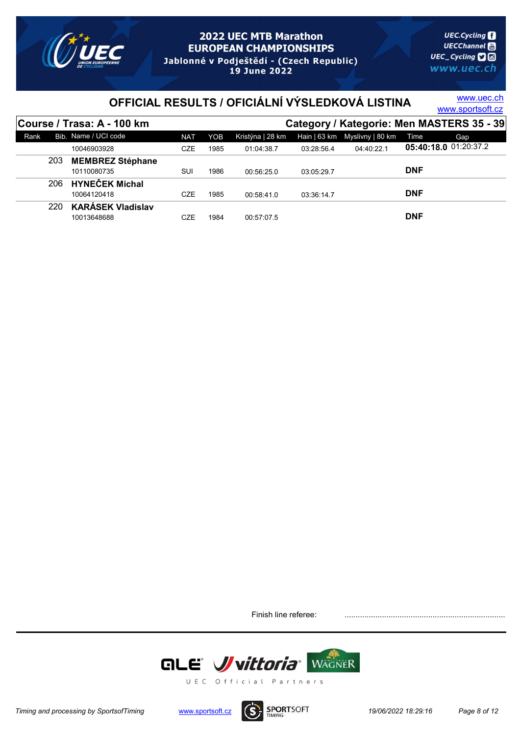# 2022 UEC MTB Marathon EUROPEAN CHAMPIONSHIPS

Jablonné v Podještědí - (Czech Republic)
19 June 2022

## OFFICIAL RESULTS / OFICIÁLNÍ VÝSLEDKOVÁ LISTINA

www.uec.ch
www.sportsoft.cz

**Course / Trasa: A - 100 km** — **Category / Kategorie: Men MASTERS 35 - 39**

| Rank | Bib. | Name / UCI code | NAT | YOB | Kristýna \| 28 km | Hain \| 63 km | Myslivny \| 80 km | Time | Gap |
|---|---|---|---|---|---|---|---|---|---|
| | | 10046903928 | CZE | 1985 | 01:04:38.7 | 03:28:56.4 | 04:40:22.1 | **05:40:18.0** | 01:20:37.2 |
| | 203 | **MEMBREZ Stéphane** 10110080735 | SUI | 1986 | 00:56:25.0 | 03:05:29.7 | | **DNF** | |
| | 206 | **HYNEČEK Michal** 10064120418 | CZE | 1985 | 00:58:41.0 | 03:36:14.7 | | **DNF** | |
| | 220 | **KARÁSEK Vladislav** 10013648688 | CZE | 1984 | 00:57:07.5 | | | **DNF** | |

Finish line referee: ........................................................................

UEC Official Partners

Timing and processing by SportsofTiming — www.sportsoft.cz — 19/06/2022 18:29:16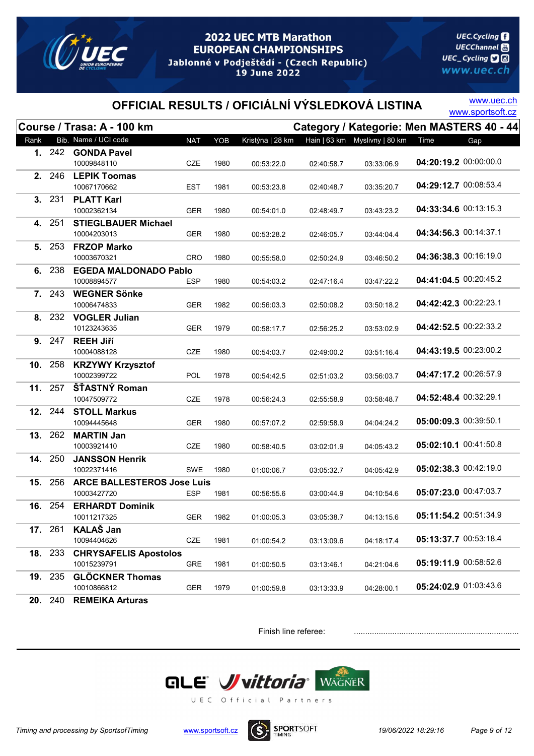# 2022 UEC MTB Marathon EUROPEAN CHAMPIONSHIPS

Jablonné v Podještědí - (Czech Republic)
19 June 2022

UEC.Cycling
UECChannel
UEC_Cycling
www.uec.ch

## OFFICIAL RESULTS / OFICIÁLNÍ VÝSLEDKOVÁ LISTINA

www.uec.ch
www.sportsoft.cz

**Course / Trasa: A - 100 km** — **Category / Kategorie: Men MASTERS 40 - 44**

| Rank | Bib. | Name / UCI code | NAT | YOB | Kristýna \| 28 km | Hain \| 63 km | Myslivny \| 80 km | Time | Gap |
|---|---|---|---|---|---|---|---|---|---|
| **1.** | 242 | **GONDA Pavel** 10009848110 | CZE | 1980 | 00:53:22.0 | 02:40:58.7 | 03:33:06.9 | **04:20:19.2** | 00:00:00.0 |
| **2.** | 246 | **LEPIK Toomas** 10067170662 | EST | 1981 | 00:53:23.8 | 02:40:48.7 | 03:35:20.7 | **04:29:12.7** | 00:08:53.4 |
| **3.** | 231 | **PLATT Karl** 10002362134 | GER | 1980 | 00:54:01.0 | 02:48:49.7 | 03:43:23.2 | **04:33:34.6** | 00:13:15.3 |
| **4.** | 251 | **STIEGLBAUER Michael** 10004203013 | GER | 1980 | 00:53:28.2 | 02:46:05.7 | 03:44:04.4 | **04:34:56.3** | 00:14:37.1 |
| **5.** | 253 | **FRZOP Marko** 10003670321 | CRO | 1980 | 00:55:58.0 | 02:50:24.9 | 03:46:50.2 | **04:36:38.3** | 00:16:19.0 |
| **6.** | 238 | **EGEDA MALDONADO Pablo** 10008894577 | ESP | 1980 | 00:54:03.2 | 02:47:16.4 | 03:47:22.2 | **04:41:04.5** | 00:20:45.2 |
| **7.** | 243 | **WEGNER Sönke** 10006474833 | GER | 1982 | 00:56:03.3 | 02:50:08.2 | 03:50:18.2 | **04:42:42.3** | 00:22:23.1 |
| **8.** | 232 | **VOGLER Julian** 10123243635 | GER | 1979 | 00:58:17.7 | 02:56:25.2 | 03:53:02.9 | **04:42:52.5** | 00:22:33.2 |
| **9.** | 247 | **REEH Jiří** 10004088128 | CZE | 1980 | 00:54:03.7 | 02:49:00.2 | 03:51:16.4 | **04:43:19.5** | 00:23:00.2 |
| **10.** | 258 | **KRZYWY Krzysztof** 10002399722 | POL | 1978 | 00:54:42.5 | 02:51:03.2 | 03:56:03.7 | **04:47:17.2** | 00:26:57.9 |
| **11.** | 257 | **ŠŤASTNÝ Roman** 10047509772 | CZE | 1978 | 00:56:24.3 | 02:55:58.9 | 03:58:48.7 | **04:52:48.4** | 00:32:29.1 |
| **12.** | 244 | **STOLL Markus** 10094445648 | GER | 1980 | 00:57:07.2 | 02:59:58.9 | 04:04:24.2 | **05:00:09.3** | 00:39:50.1 |
| **13.** | 262 | **MARTIN Jan** 10003921410 | CZE | 1980 | 00:58:40.5 | 03:02:01.9 | 04:05:43.2 | **05:02:10.1** | 00:41:50.8 |
| **14.** | 250 | **JANSSON Henrik** 10022371416 | SWE | 1980 | 01:00:06.7 | 03:05:32.7 | 04:05:42.9 | **05:02:38.3** | 00:42:19.0 |
| **15.** | 256 | **ARCE BALLESTEROS Jose Luis** 10003427720 | ESP | 1981 | 00:56:55.6 | 03:00:44.9 | 04:10:54.6 | **05:07:23.0** | 00:47:03.7 |
| **16.** | 254 | **ERHARDT Dominik** 10011217325 | GER | 1982 | 01:00:05.3 | 03:05:38.7 | 04:13:15.6 | **05:11:54.2** | 00:51:34.9 |
| **17.** | 261 | **KALAŠ Jan** 10094404626 | CZE | 1981 | 01:00:54.2 | 03:13:09.6 | 04:18:17.4 | **05:13:37.7** | 00:53:18.4 |
| **18.** | 233 | **CHRYSAFELIS Apostolos** 10015239791 | GRE | 1981 | 01:00:50.5 | 03:13:46.1 | 04:21:04.6 | **05:19:11.9** | 00:58:52.6 |
| **19.** | 235 | **GLÖCKNER Thomas** 10010866812 | GER | 1979 | 01:00:59.8 | 03:13:33.9 | 04:28:00.1 | **05:24:02.9** | 01:03:43.6 |
| **20.** | 240 | **REMEIKA Arturas** | | | | | | | |

Finish line referee: ........................................................................

UEC Official Partners

Timing and processing by SportsofTiming — www.sportsoft.cz — 19/06/2022 18:29:16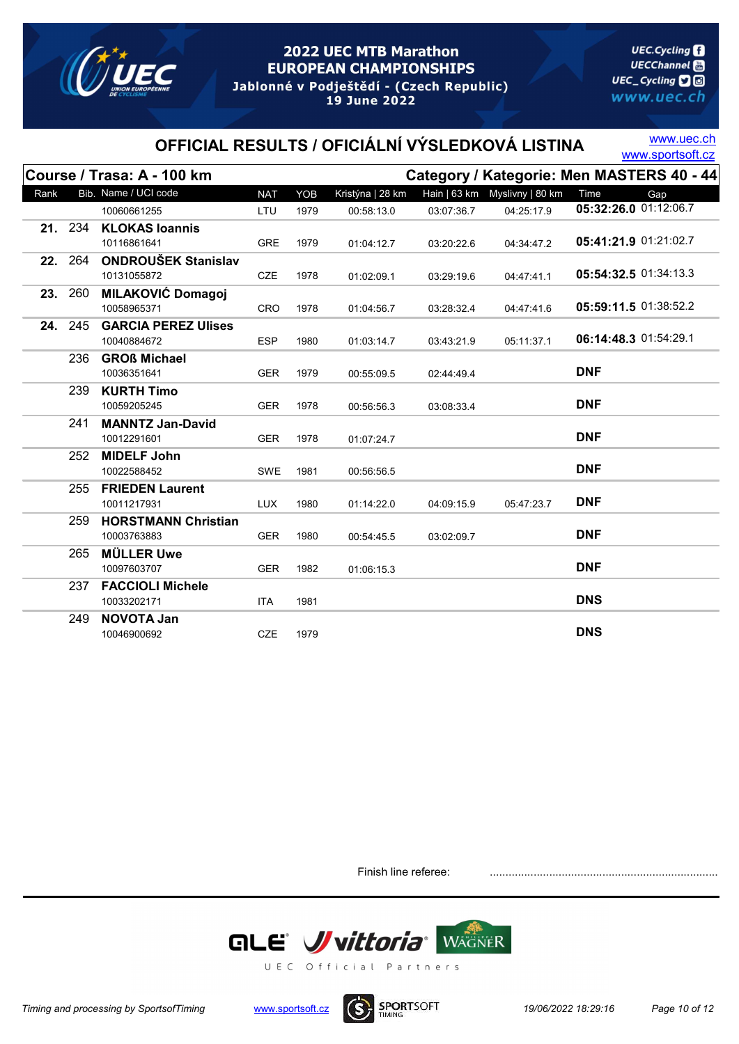# 2022 UEC MTB Marathon EUROPEAN CHAMPIONSHIPS

Jablonné v Podještědí - (Czech Republic)
19 June 2022

## OFFICIAL RESULTS / OFICIÁLNÍ VÝSLEDKOVÁ LISTINA

www.uec.ch
www.sportsoft.cz

**Course / Trasa: A - 100 km** | **Category / Kategorie: Men MASTERS 40 - 44**

| Rank | Bib. | Name / UCI code | NAT | YOB | Kristýna \| 28 km | Hain \| 63 km | Myslivny \| 80 km | Time | Gap |
|---|---|---|---|---|---|---|---|---|---|
| | | 10060661255 | LTU | 1979 | 00:58:13.0 | 03:07:36.7 | 04:25:17.9 | **05:32:26.0** | 01:12:06.7 |
| **21.** | 234 | **KLOKAS Ioannis** 10116861641 | GRE | 1979 | 01:04:12.7 | 03:20:22.6 | 04:34:47.2 | **05:41:21.9** | 01:21:02.7 |
| **22.** | 264 | **ONDROUŠEK Stanislav** 10131055872 | CZE | 1978 | 01:02:09.1 | 03:29:19.6 | 04:47:41.1 | **05:54:32.5** | 01:34:13.3 |
| **23.** | 260 | **MILAKOVIĆ Domagoj** 10058965371 | CRO | 1978 | 01:04:56.7 | 03:28:32.4 | 04:47:41.6 | **05:59:11.5** | 01:38:52.2 |
| **24.** | 245 | **GARCIA PEREZ Ulises** 10040884672 | ESP | 1980 | 01:03:14.7 | 03:43:21.9 | 05:11:37.1 | **06:14:48.3** | 01:54:29.1 |
| | 236 | **GROß Michael** 10036351641 | GER | 1979 | 00:55:09.5 | 02:44:49.4 | | **DNF** | |
| | 239 | **KURTH Timo** 10059205245 | GER | 1978 | 00:56:56.3 | 03:08:33.4 | | **DNF** | |
| | 241 | **MANNTZ Jan-David** 10012291601 | GER | 1978 | 01:07:24.7 | | | **DNF** | |
| | 252 | **MIDELF John** 10022588452 | SWE | 1981 | 00:56:56.5 | | | **DNF** | |
| | 255 | **FRIEDEN Laurent** 10011217931 | LUX | 1980 | 01:14:22.0 | 04:09:15.9 | 05:47:23.7 | **DNF** | |
| | 259 | **HORSTMANN Christian** 10003763883 | GER | 1980 | 00:54:45.5 | 03:02:09.7 | | **DNF** | |
| | 265 | **MÜLLER Uwe** 10097603707 | GER | 1982 | 01:06:15.3 | | | **DNF** | |
| | 237 | **FACCIOLI Michele** 10033202171 | ITA | 1981 | | | | **DNS** | |
| | 249 | **NOVOTA Jan** 10046900692 | CZE | 1979 | | | | **DNS** | |

Finish line referee: ........................................................................

UEC Official Partners

*Timing and processing by SportsofTiming* www.sportsoft.cz *19/06/2022 18:29:16*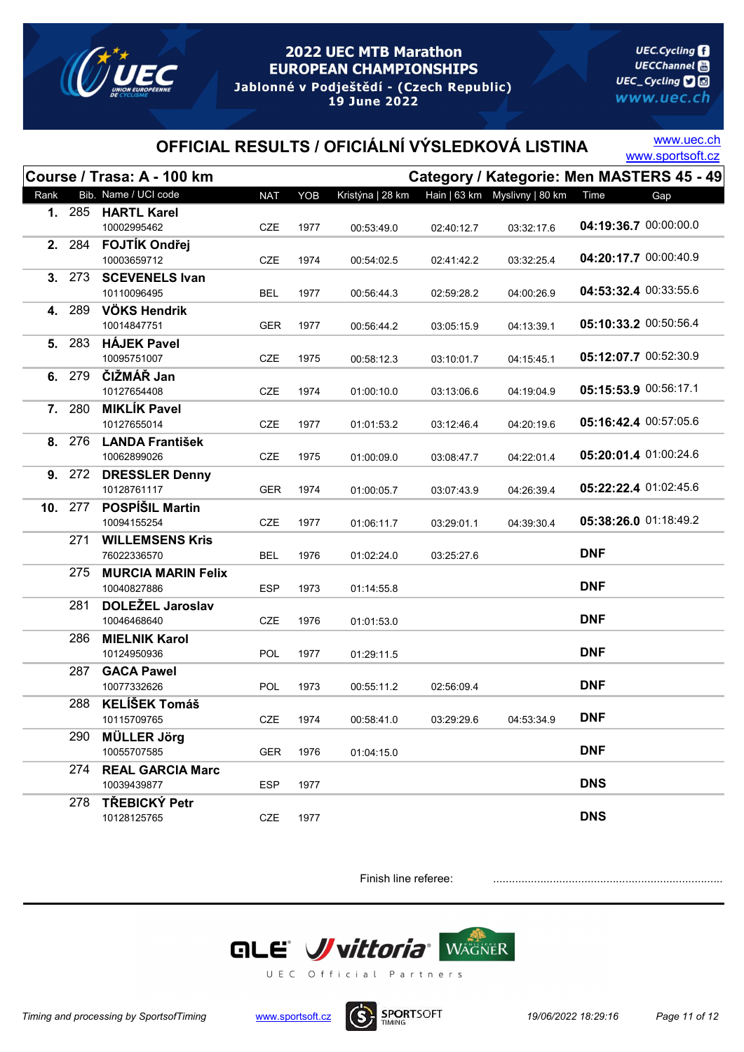# 2022 UEC MTB Marathon EUROPEAN CHAMPIONSHIPS

**Jablonné v Podještědí - (Czech Republic)**
**19 June 2022**

UEC.Cycling
UECChannel
UEC_Cycling
www.uec.ch

## OFFICIAL RESULTS / OFICIÁLNÍ VÝSLEDKOVÁ LISTINA

www.uec.ch
www.sportsoft.cz

**Course / Trasa: A - 100 km** — **Category / Kategorie: Men MASTERS 45 - 49**

| Rank | Bib. | Name / UCI code | NAT | YOB | Kristýna \| 28 km | Hain \| 63 km | Myslivny \| 80 km | Time | Gap |
|---|---|---|---|---|---|---|---|---|---|
| 1. | 285 | **HARTL Karel** 10002995462 | CZE | 1977 | 00:53:49.0 | 02:40:12.7 | 03:32:17.6 | **04:19:36.7** | 00:00:00.0 |
| 2. | 284 | **FOJTÍK Ondřej** 10003659712 | CZE | 1974 | 00:54:02.5 | 02:41:42.2 | 03:32:25.4 | **04:20:17.7** | 00:00:40.9 |
| 3. | 273 | **SCEVENELS Ivan** 10110096495 | BEL | 1977 | 00:56:44.3 | 02:59:28.2 | 04:00:26.9 | **04:53:32.4** | 00:33:55.6 |
| 4. | 289 | **VÖKS Hendrik** 10014847751 | GER | 1977 | 00:56:44.2 | 03:05:15.9 | 04:13:39.1 | **05:10:33.2** | 00:50:56.4 |
| 5. | 283 | **HÁJEK Pavel** 10095751007 | CZE | 1975 | 00:58:12.3 | 03:10:01.7 | 04:15:45.1 | **05:12:07.7** | 00:52:30.9 |
| 6. | 279 | **ČIŽMÁŘ Jan** 10127654408 | CZE | 1974 | 01:00:10.0 | 03:13:06.6 | 04:19:04.9 | **05:15:53.9** | 00:56:17.1 |
| 7. | 280 | **MIKLÍK Pavel** 10127655014 | CZE | 1977 | 01:01:53.2 | 03:12:46.4 | 04:20:19.6 | **05:16:42.4** | 00:57:05.6 |
| 8. | 276 | **LANDA František** 10062899026 | CZE | 1975 | 01:00:09.0 | 03:08:47.7 | 04:22:01.4 | **05:20:01.4** | 01:00:24.6 |
| 9. | 272 | **DRESSLER Denny** 10128761117 | GER | 1974 | 01:00:05.7 | 03:07:43.9 | 04:26:39.4 | **05:22:22.4** | 01:02:45.6 |
| 10. | 277 | **POSPÍŠIL Martin** 10094155254 | CZE | 1977 | 01:06:11.7 | 03:29:01.1 | 04:39:30.4 | **05:38:26.0** | 01:18:49.2 |
| | 271 | **WILLEMSENS Kris** 76022336570 | BEL | 1976 | 01:02:24.0 | 03:25:27.6 | | **DNF** | |
| | 275 | **MURCIA MARIN Felix** 10040827886 | ESP | 1973 | 01:14:55.8 | | | **DNF** | |
| | 281 | **DOLEŽEL Jaroslav** 10046468640 | CZE | 1976 | 01:01:53.0 | | | **DNF** | |
| | 286 | **MIELNIK Karol** 10124950936 | POL | 1977 | 01:29:11.5 | | | **DNF** | |
| | 287 | **GACA Pawel** 10077332626 | POL | 1973 | 00:55:11.2 | 02:56:09.4 | | **DNF** | |
| | 288 | **KELÍŠEK Tomáš** 10115709765 | CZE | 1974 | 00:58:41.0 | 03:29:29.6 | 04:53:34.9 | **DNF** | |
| | 290 | **MÜLLER Jörg** 10055707585 | GER | 1976 | 01:04:15.0 | | | **DNF** | |
| | 274 | **REAL GARCIA Marc** 10039439877 | ESP | 1977 | | | | **DNS** | |
| | 278 | **TŘEBICKÝ Petr** 10128125765 | CZE | 1977 | | | | **DNS** | |

Finish line referee: ........................................................................

UEC Official Partners

Timing and processing by SportsofTiming — www.sportsoft.cz — 19/06/2022 18:29:16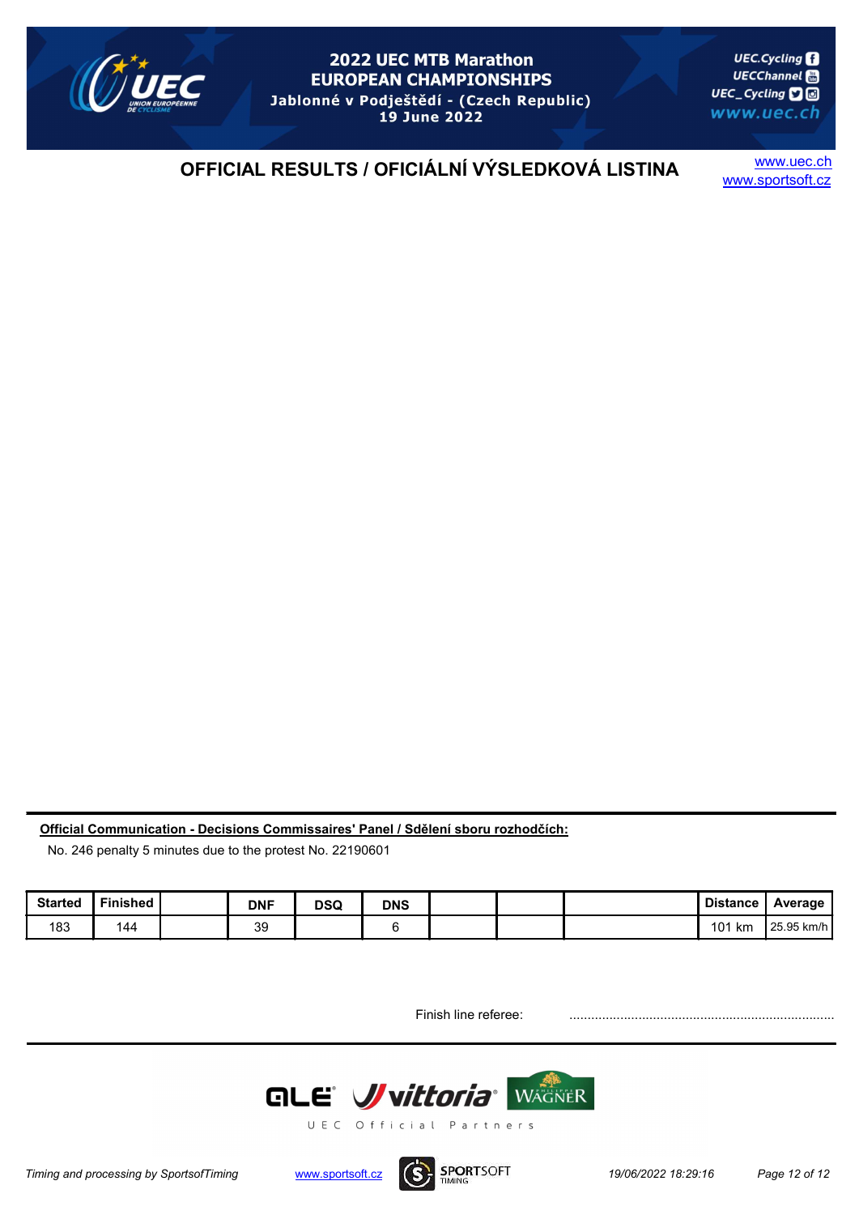**Official Communication - Decisions Commissaires' Panel / Sdělení sboru rozhodčích:**

No. 246 penalty 5 minutes due to the protest No. 22190601

| Started | Finished | | DNF | DSQ | DNS | | | | Distance | Average |
|---|---|---|---|---|---|---|---|---|---|---|
| 183 | 144 | | 39 | | 6 | | | | 101 km | 25.95 km/h |

Finish line referee: ........................................................................